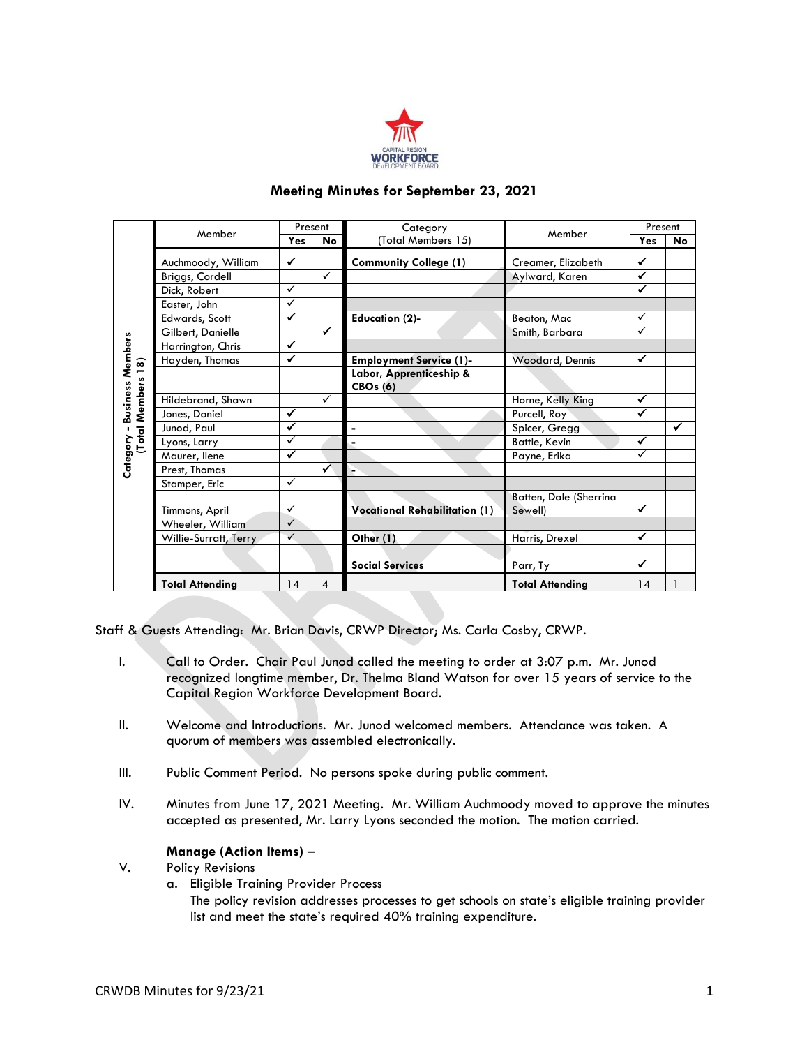## Meeting Minutes for September 23, 2021

| Category | Member | Present Yes | Present No | Category (Total Members 15) | Member | Present Yes | Present No |
|---|---|---|---|---|---|---|---|
| Category - Business Members (Total Members 18) | Auchmoody, William | ✓ | | **Community College (1)** | Creamer, Elizabeth | ✓ | |
| | Briggs, Cordell | | ✓ | | Aylward, Karen | ✓ | |
| | Dick, Robert | ✓ | | | | ✓ | |
| | Easter, John | ✓ | | | | | |
| | Edwards, Scott | ✓ | | **Education (2)-** | Beaton, Mac | ✓ | |
| | Gilbert, Danielle | | ✓ | | Smith, Barbara | ✓ | |
| | Harrington, Chris | ✓ | | | | | |
| | Hayden, Thomas | ✓ | | **Employment Service (1)-** | Woodard, Dennis | ✓ | |
| | | | | **Labor, Apprenticeship & CBOs (6)** | | | |
| | Hildebrand, Shawn | | ✓ | | Horne, Kelly King | ✓ | |
| | Jones, Daniel | ✓ | | | Purcell, Roy | ✓ | |
| | Junod, Paul | ✓ | | - | Spicer, Gregg | | ✓ |
| | Lyons, Larry | ✓ | | - | Battle, Kevin | ✓ | |
| | Maurer, Ilene | ✓ | | | Payne, Erika | ✓ | |
| | Prest, Thomas | | ✓ | - | | | |
| | Stamper, Eric | ✓ | | | | | |
| | Timmons, April | ✓ | | **Vocational Rehabilitation (1)** | Batten, Dale (Sherrina Sewell) | ✓ | |
| | Wheeler, William | ✓ | | | | | |
| | Willie-Surratt, Terry | ✓ | | **Other (1)** | Harris, Drexel | ✓ | |
| | | | | | | | |
| | | | | **Social Services** | Parr, Ty | ✓ | |
| | **Total Attending** | 14 | 4 | | **Total Attending** | 14 | 1 |

Staff & Guests Attending: Mr. Brian Davis, CRWP Director; Ms. Carla Cosby, CRWP.

I. Call to Order. Chair Paul Junod called the meeting to order at 3:07 p.m. Mr. Junod recognized longtime member, Dr. Thelma Bland Watson for over 15 years of service to the Capital Region Workforce Development Board.

II. Welcome and Introductions. Mr. Junod welcomed members. Attendance was taken. A quorum of members was assembled electronically.

III. Public Comment Period. No persons spoke during public comment.

IV. Minutes from June 17, 2021 Meeting. Mr. William Auchmoody moved to approve the minutes accepted as presented, Mr. Larry Lyons seconded the motion. The motion carried.

**Manage (Action Items) –**

V. Policy Revisions

a. Eligible Training Provider Process

The policy revision addresses processes to get schools on state's eligible training provider list and meet the state's required 40% training expenditure.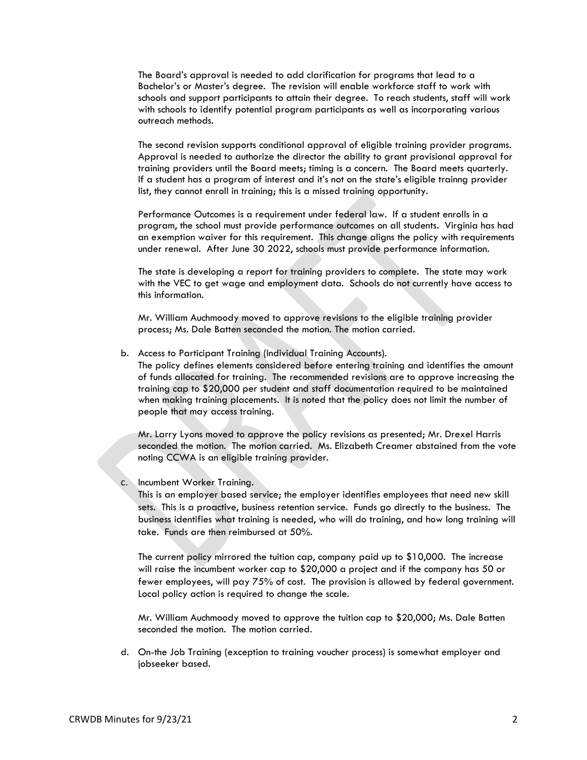The Board's approval is needed to add clarification for programs that lead to a Bachelor's or Master's degree. The revision will enable workforce staff to work with schools and support participants to attain their degree. To reach students, staff will work with schools to identify potential program participants as well as incorporating various outreach methods.

The second revision supports conditional approval of eligible training provider programs. Approval is needed to authorize the director the ability to grant provisional approval for training providers until the Board meets; timing is a concern. The Board meets quarterly. If a student has a program of interest and it's not on the state's eligible trainng provider list, they cannot enroll in training; this is a missed training opportunity.

Performance Outcomes is a requirement under federal law. If a student enrolls in a program, the school must provide performance outcomes on all students. Virginia has had an exemption waiver for this requirement. This change aligns the policy with requirements under renewal. After June 30 2022, schools must provide performance information.

The state is developing a report for training providers to complete. The state may work with the VEC to get wage and employment data. Schools do not currently have access to this information.

Mr. William Auchmoody moved to approve revisions to the eligible training provider process; Ms. Dale Batten seconded the motion. The motion carried.

b. Access to Participant Training (Individual Training Accounts).
The policy defines elements considered before entering training and identifies the amount of funds allocated for training. The recommended revisions are to approve increasing the training cap to $20,000 per student and staff documentation required to be maintained when making training placements. It is noted that the policy does not limit the number of people that may access training.

Mr. Larry Lyons moved to approve the policy revisions as presented; Mr. Drexel Harris seconded the motion. The motion carried. Ms. Elizabeth Creamer abstained from the vote noting CCWA is an eligible training provider.

c. Incumbent Worker Training.
This is an employer based service; the employer identifies employees that need new skill sets. This is a proactive, business retention service. Funds go directly to the business. The business identifies what training is needed, who will do training, and how long training will take. Funds are then reimbursed at 50%.

The current policy mirrored the tuition cap, company paid up to $10,000. The increase will raise the incumbent worker cap to $20,000 a project and if the company has 50 or fewer employees, will pay 75% of cost. The provision is allowed by federal government. Local policy action is required to change the scale.

Mr. William Auchmoody moved to approve the tuition cap to $20,000; Ms. Dale Batten seconded the motion. The motion carried.

d. On-the Job Training (exception to training voucher process) is somewhat employer and jobseeker based.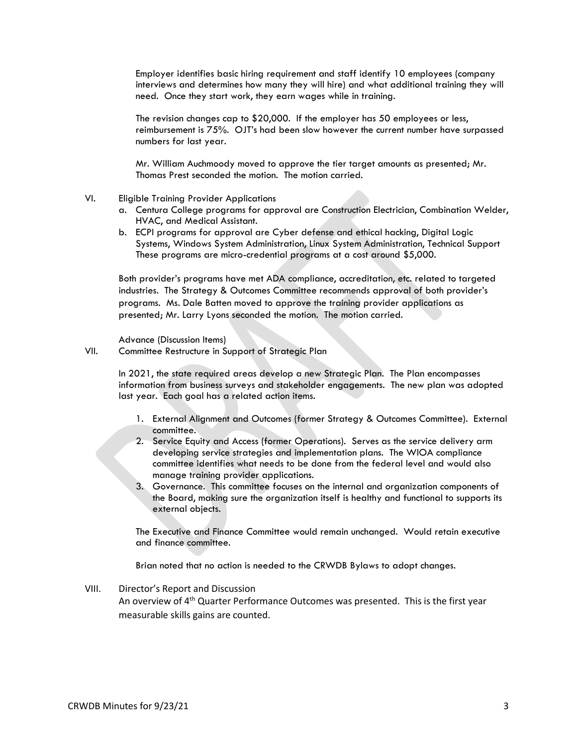Employer identifies basic hiring requirement and staff identify 10 employees (company interviews and determines how many they will hire) and what additional training they will need. Once they start work, they earn wages while in training.

The revision changes cap to $20,000. If the employer has 50 employees or less, reimbursement is 75%. OJT's had been slow however the current number have surpassed numbers for last year.

Mr. William Auchmoody moved to approve the tier target amounts as presented; Mr. Thomas Prest seconded the motion. The motion carried.

VI. Eligible Training Provider Applications

a. Centura College programs for approval are Construction Electrician, Combination Welder, HVAC, and Medical Assistant.
b. ECPI programs for approval are Cyber defense and ethical hacking, Digital Logic Systems, Windows System Administration, Linux System Administration, Technical Support These programs are micro-credential programs at a cost around $5,000.

Both provider's programs have met ADA compliance, accreditation, etc. related to targeted industries. The Strategy & Outcomes Committee recommends approval of both provider's programs. Ms. Dale Batten moved to approve the training provider applications as presented; Mr. Larry Lyons seconded the motion. The motion carried.

Advance (Discussion Items)

VII. Committee Restructure in Support of Strategic Plan

In 2021, the state required areas develop a new Strategic Plan. The Plan encompasses information from business surveys and stakeholder engagements. The new plan was adopted last year. Each goal has a related action items.

1. External Alignment and Outcomes (former Strategy & Outcomes Committee). External committee.
2. Service Equity and Access (former Operations). Serves as the service delivery arm developing service strategies and implementation plans. The WIOA compliance committee identifies what needs to be done from the federal level and would also manage training provider applications.
3. Governance. This committee focuses on the internal and organization components of the Board, making sure the organization itself is healthy and functional to supports its external objects.

The Executive and Finance Committee would remain unchanged. Would retain executive and finance committee.

Brian noted that no action is needed to the CRWDB Bylaws to adopt changes.

VIII. Director's Report and Discussion

An overview of 4th Quarter Performance Outcomes was presented. This is the first year measurable skills gains are counted.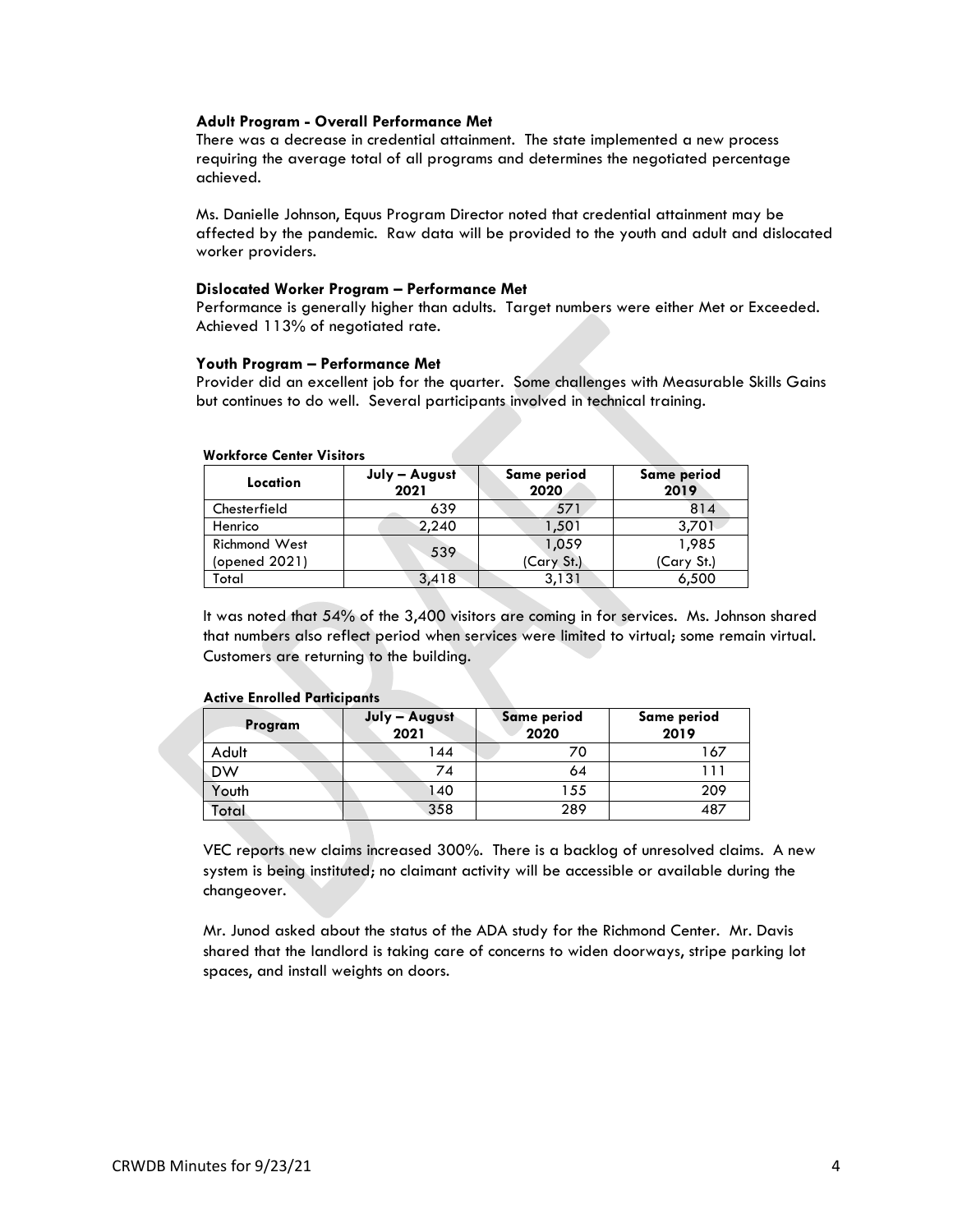**Adult Program - Overall Performance Met**

There was a decrease in credential attainment. The state implemented a new process requiring the average total of all programs and determines the negotiated percentage achieved.

Ms. Danielle Johnson, Equus Program Director noted that credential attainment may be affected by the pandemic. Raw data will be provided to the youth and adult and dislocated worker providers.

**Dislocated Worker Program – Performance Met**

Performance is generally higher than adults. Target numbers were either Met or Exceeded. Achieved 113% of negotiated rate.

**Youth Program – Performance Met**

Provider did an excellent job for the quarter. Some challenges with Measurable Skills Gains but continues to do well. Several participants involved in technical training.

**Workforce Center Visitors**

| Location | July – August 2021 | Same period 2020 | Same period 2019 |
|---|---|---|---|
| Chesterfield | 639 | 571 | 814 |
| Henrico | 2,240 | 1,501 | 3,701 |
| Richmond West (opened 2021) | 539 | 1,059 (Cary St.) | 1,985 (Cary St.) |
| Total | 3,418 | 3,131 | 6,500 |

It was noted that 54% of the 3,400 visitors are coming in for services. Ms. Johnson shared that numbers also reflect period when services were limited to virtual; some remain virtual. Customers are returning to the building.

**Active Enrolled Participants**

| Program | July – August 2021 | Same period 2020 | Same period 2019 |
|---|---|---|---|
| Adult | 144 | 70 | 167 |
| DW | 74 | 64 | 111 |
| Youth | 140 | 155 | 209 |
| Total | 358 | 289 | 487 |

VEC reports new claims increased 300%. There is a backlog of unresolved claims. A new system is being instituted; no claimant activity will be accessible or available during the changeover.

Mr. Junod asked about the status of the ADA study for the Richmond Center. Mr. Davis shared that the landlord is taking care of concerns to widen doorways, stripe parking lot spaces, and install weights on doors.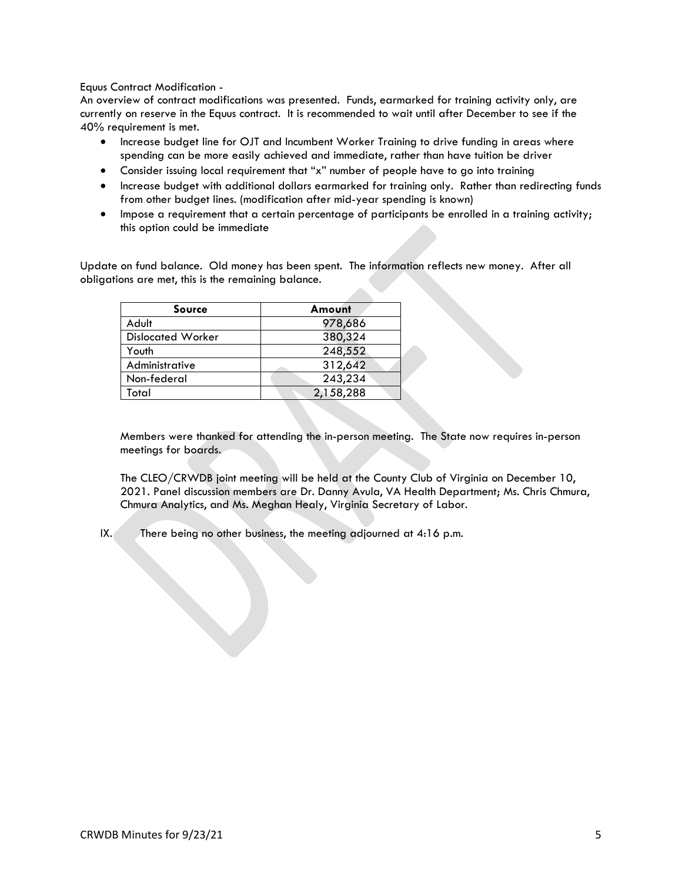Equus Contract Modification -

An overview of contract modifications was presented. Funds, earmarked for training activity only, are currently on reserve in the Equus contract. It is recommended to wait until after December to see if the 40% requirement is met.

- Increase budget line for OJT and Incumbent Worker Training to drive funding in areas where spending can be more easily achieved and immediate, rather than have tuition be driver
- Consider issuing local requirement that "x" number of people have to go into training
- Increase budget with additional dollars earmarked for training only. Rather than redirecting funds from other budget lines. (modification after mid-year spending is known)
- Impose a requirement that a certain percentage of participants be enrolled in a training activity; this option could be immediate

Update on fund balance. Old money has been spent. The information reflects new money. After all obligations are met, this is the remaining balance.

| Source | Amount |
|---|---|
| Adult | 978,686 |
| Dislocated Worker | 380,324 |
| Youth | 248,552 |
| Administrative | 312,642 |
| Non-federal | 243,234 |
| Total | 2,158,288 |

Members were thanked for attending the in-person meeting. The State now requires in-person meetings for boards.

The CLEO/CRWDB joint meeting will be held at the County Club of Virginia on December 10, 2021. Panel discussion members are Dr. Danny Avula, VA Health Department; Ms. Chris Chmura, Chmura Analytics, and Ms. Meghan Healy, Virginia Secretary of Labor.

IX. There being no other business, the meeting adjourned at 4:16 p.m.